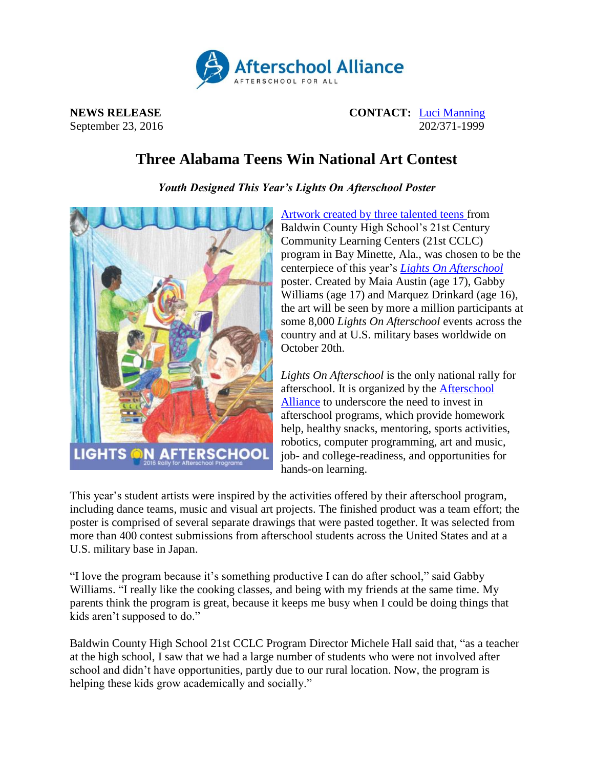**NEWS RELEASE**
September 23, 2016

**CONTACT:** Luci Manning
202/371-1999

# Three Alabama Teens Win National Art Contest

***Youth Designed This Year's Lights On Afterschool Poster***

Artwork created by three talented teens from Baldwin County High School's 21st Century Community Learning Centers (21st CCLC) program in Bay Minette, Ala., was chosen to be the centerpiece of this year's *Lights On Afterschool* poster. Created by Maia Austin (age 17), Gabby Williams (age 17) and Marquez Drinkard (age 16), the art will be seen by more a million participants at some 8,000 *Lights On Afterschool* events across the country and at U.S. military bases worldwide on October 20th.

*Lights On Afterschool* is the only national rally for afterschool. It is organized by the Afterschool Alliance to underscore the need to invest in afterschool programs, which provide homework help, healthy snacks, mentoring, sports activities, robotics, computer programming, art and music, job- and college-readiness, and opportunities for hands-on learning.

This year's student artists were inspired by the activities offered by their afterschool program, including dance teams, music and visual art projects. The finished product was a team effort; the poster is comprised of several separate drawings that were pasted together. It was selected from more than 400 contest submissions from afterschool students across the United States and at a U.S. military base in Japan.

"I love the program because it's something productive I can do after school," said Gabby Williams. "I really like the cooking classes, and being with my friends at the same time. My parents think the program is great, because it keeps me busy when I could be doing things that kids aren't supposed to do."

Baldwin County High School 21st CCLC Program Director Michele Hall said that, "as a teacher at the high school, I saw that we had a large number of students who were not involved after school and didn't have opportunities, partly due to our rural location. Now, the program is helping these kids grow academically and socially."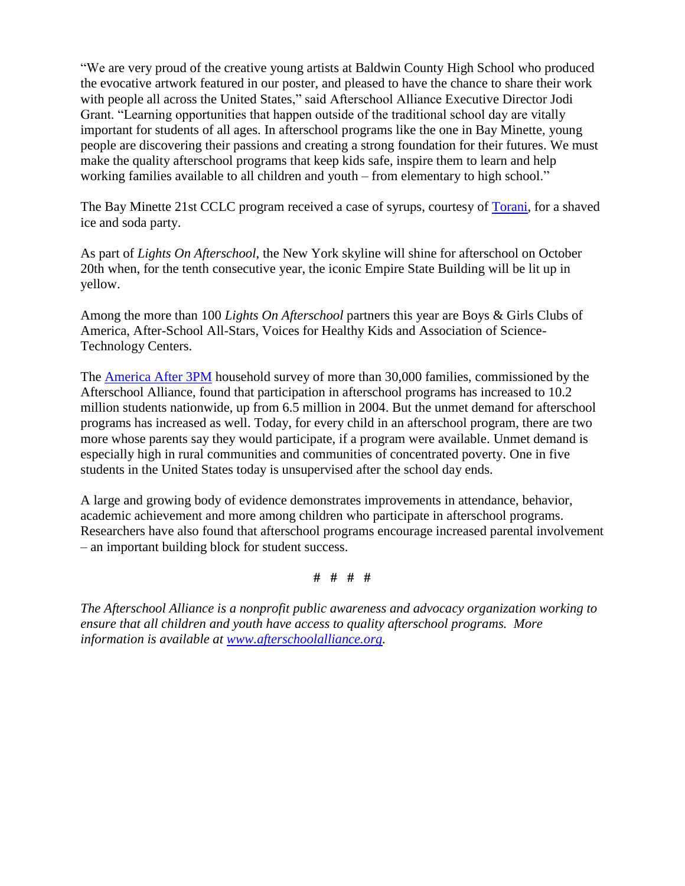"We are very proud of the creative young artists at Baldwin County High School who produced the evocative artwork featured in our poster, and pleased to have the chance to share their work with people all across the United States," said Afterschool Alliance Executive Director Jodi Grant. "Learning opportunities that happen outside of the traditional school day are vitally important for students of all ages. In afterschool programs like the one in Bay Minette, young people are discovering their passions and creating a strong foundation for their futures. We must make the quality afterschool programs that keep kids safe, inspire them to learn and help working families available to all children and youth – from elementary to high school."

The Bay Minette 21st CCLC program received a case of syrups, courtesy of [Torani](), for a shaved ice and soda party.

As part of *Lights On Afterschool*, the New York skyline will shine for afterschool on October 20th when, for the tenth consecutive year, the iconic Empire State Building will be lit up in yellow.

Among the more than 100 *Lights On Afterschool* partners this year are Boys & Girls Clubs of America, After-School All-Stars, Voices for Healthy Kids and Association of Science-Technology Centers.

The [America After 3PM]() household survey of more than 30,000 families, commissioned by the Afterschool Alliance, found that participation in afterschool programs has increased to 10.2 million students nationwide, up from 6.5 million in 2004. But the unmet demand for afterschool programs has increased as well. Today, for every child in an afterschool program, there are two more whose parents say they would participate, if a program were available. Unmet demand is especially high in rural communities and communities of concentrated poverty. One in five students in the United States today is unsupervised after the school day ends.

A large and growing body of evidence demonstrates improvements in attendance, behavior, academic achievement and more among children who participate in afterschool programs. Researchers have also found that afterschool programs encourage increased parental involvement – an important building block for student success.

# # # #

*The Afterschool Alliance is a nonprofit public awareness and advocacy organization working to ensure that all children and youth have access to quality afterschool programs. More information is available at [www.afterschoolalliance.org](www.afterschoolalliance.org).*